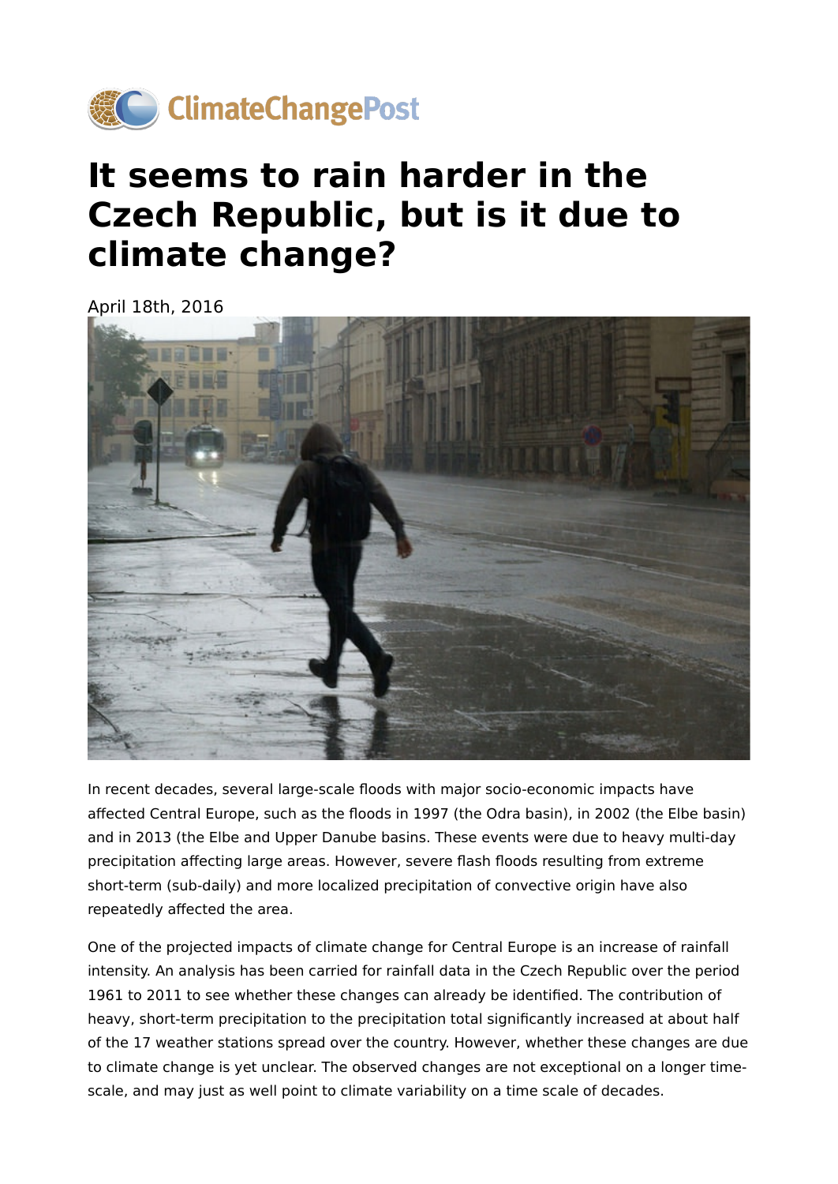ClimateChangePost

# It seems to rain harder in the Czech Republic, but is it due to climate change?

April 18th, 2016

In recent decades, several large-scale floods with major socio-economic impacts have affected Central Europe, such as the floods in 1997 (the Odra basin), in 2002 (the Elbe basin) and in 2013 (the Elbe and Upper Danube basins. These events were due to heavy multi-day precipitation affecting large areas. However, severe flash floods resulting from extreme short-term (sub-daily) and more localized precipitation of convective origin have also repeatedly affected the area.

One of the projected impacts of climate change for Central Europe is an increase of rainfall intensity. An analysis has been carried for rainfall data in the Czech Republic over the period 1961 to 2011 to see whether these changes can already be identified. The contribution of heavy, short-term precipitation to the precipitation total significantly increased at about half of the 17 weather stations spread over the country. However, whether these changes are due to climate change is yet unclear. The observed changes are not exceptional on a longer time-scale, and may just as well point to climate variability on a time scale of decades.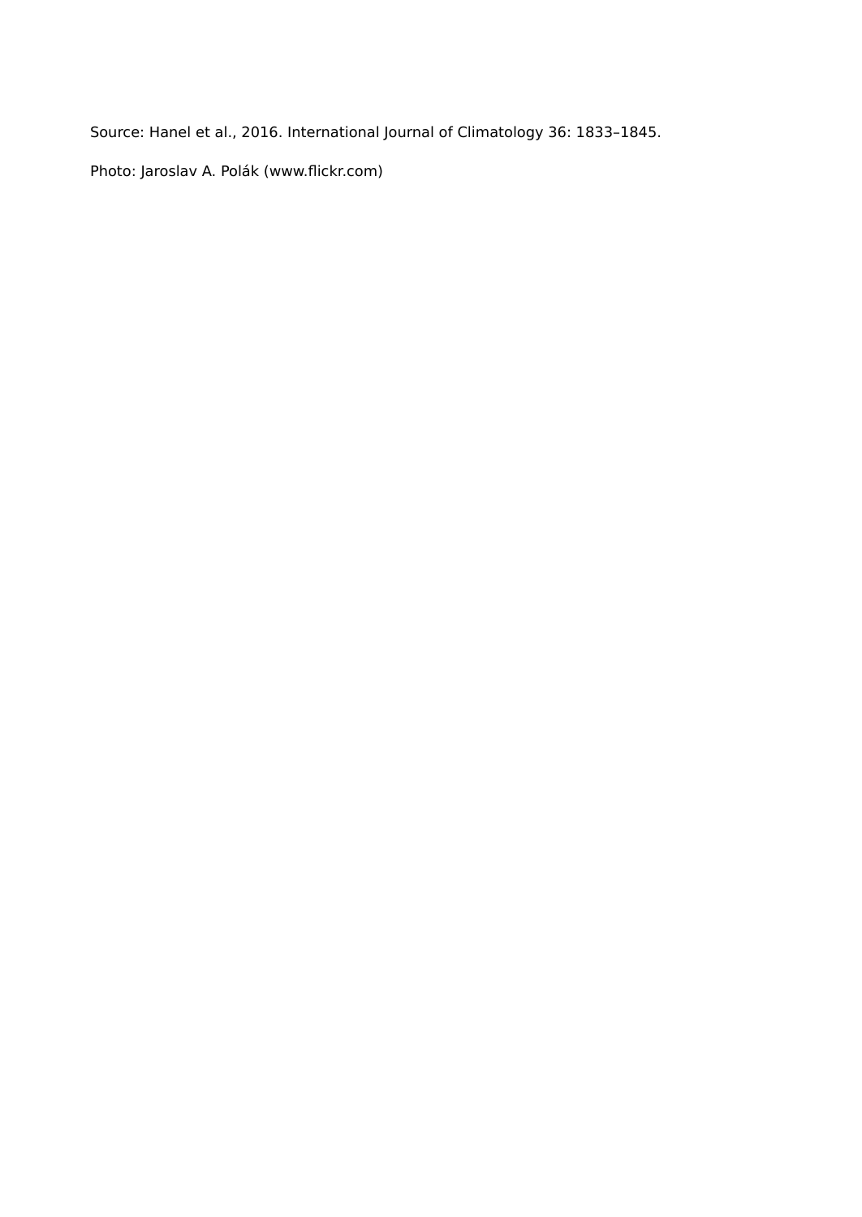Source: Hanel et al., 2016. International Journal of Climatology 36: 1833–1845.

Photo: Jaroslav A. Polák (www.flickr.com)